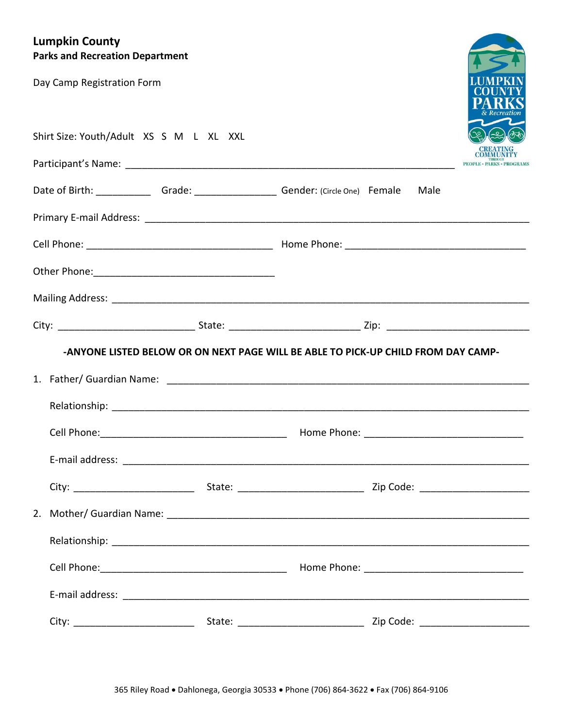**Lumpkin County**
**Parks and Recreation Department**

Day Camp Registration Form

Shirt Size: Youth/Adult XS S M L XL XXL

Participant's Name: ____________________________________________

Date of Birth: __________ Grade: ______________ Gender: (Circle One) Female Male

Primary E-mail Address: ____________________________________________

Cell Phone: ______________________________ Home Phone: ______________________________

Other Phone: ______________________________

Mailing Address: ____________________________________________

City: ______________________ State: ______________________ Zip: ______________________

**-ANYONE LISTED BELOW OR ON NEXT PAGE WILL BE ABLE TO PICK-UP CHILD FROM DAY CAMP-**

1. Father/ Guardian Name: ____________________________________________

   Relationship: ____________________________________________

   Cell Phone: ______________________________ Home Phone: ______________________________

   E-mail address: ____________________________________________

   City: ____________________ State: ____________________ Zip Code: ____________________

2. Mother/ Guardian Name: ____________________________________________

   Relationship: ____________________________________________

   Cell Phone: ______________________________ Home Phone: ______________________________

   E-mail address: ____________________________________________

   City: ____________________ State: ____________________ Zip Code: ____________________

365 Riley Road • Dahlonega, Georgia 30533 • Phone (706) 864-3622 • Fax (706) 864-9106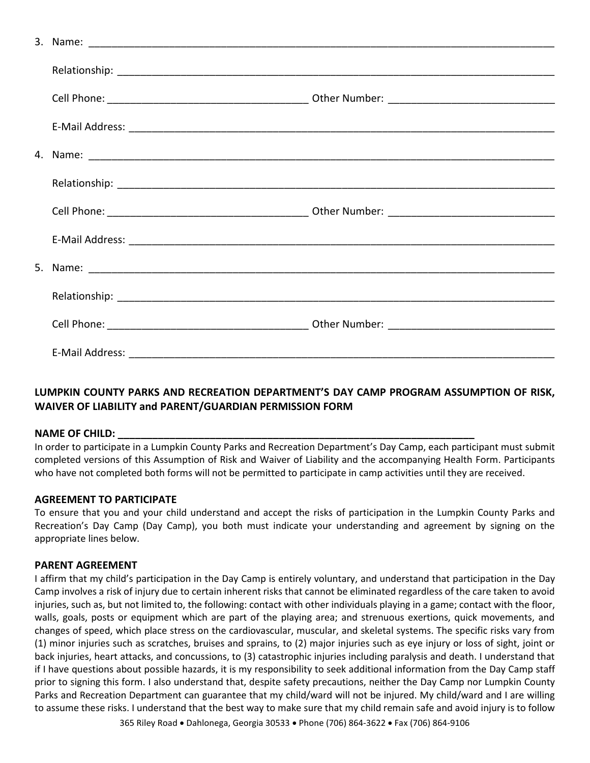3. Name: ______________________________________________________________________________

   Relationship: _________________________________________________________________________

   Cell Phone: ___________________________________ Other Number: _____________________________

   E-Mail Address: _______________________________________________________________________

4. Name: ______________________________________________________________________________

   Relationship: _________________________________________________________________________

   Cell Phone: ___________________________________ Other Number: _____________________________

   E-Mail Address: _______________________________________________________________________

5. Name: ______________________________________________________________________________

   Relationship: _________________________________________________________________________

   Cell Phone: ___________________________________ Other Number: _____________________________

   E-Mail Address: _______________________________________________________________________

## LUMPKIN COUNTY PARKS AND RECREATION DEPARTMENT'S DAY CAMP PROGRAM ASSUMPTION OF RISK, WAIVER OF LIABILITY and PARENT/GUARDIAN PERMISSION FORM

**NAME OF CHILD: ________________________________________________________________**

In order to participate in a Lumpkin County Parks and Recreation Department's Day Camp, each participant must submit completed versions of this Assumption of Risk and Waiver of Liability and the accompanying Health Form. Participants who have not completed both forms will not be permitted to participate in camp activities until they are received.

### AGREEMENT TO PARTICIPATE

To ensure that you and your child understand and accept the risks of participation in the Lumpkin County Parks and Recreation's Day Camp (Day Camp), you both must indicate your understanding and agreement by signing on the appropriate lines below.

### PARENT AGREEMENT

I affirm that my child's participation in the Day Camp is entirely voluntary, and understand that participation in the Day Camp involves a risk of injury due to certain inherent risks that cannot be eliminated regardless of the care taken to avoid injuries, such as, but not limited to, the following: contact with other individuals playing in a game; contact with the floor, walls, goals, posts or equipment which are part of the playing area; and strenuous exertions, quick movements, and changes of speed, which place stress on the cardiovascular, muscular, and skeletal systems. The specific risks vary from (1) minor injuries such as scratches, bruises and sprains, to (2) major injuries such as eye injury or loss of sight, joint or back injuries, heart attacks, and concussions, to (3) catastrophic injuries including paralysis and death. I understand that if I have questions about possible hazards, it is my responsibility to seek additional information from the Day Camp staff prior to signing this form. I also understand that, despite safety precautions, neither the Day Camp nor Lumpkin County Parks and Recreation Department can guarantee that my child/ward will not be injured. My child/ward and I are willing to assume these risks. I understand that the best way to make sure that my child remain safe and avoid injury is to follow

365 Riley Road • Dahlonega, Georgia 30533 • Phone (706) 864-3622 • Fax (706) 864-9106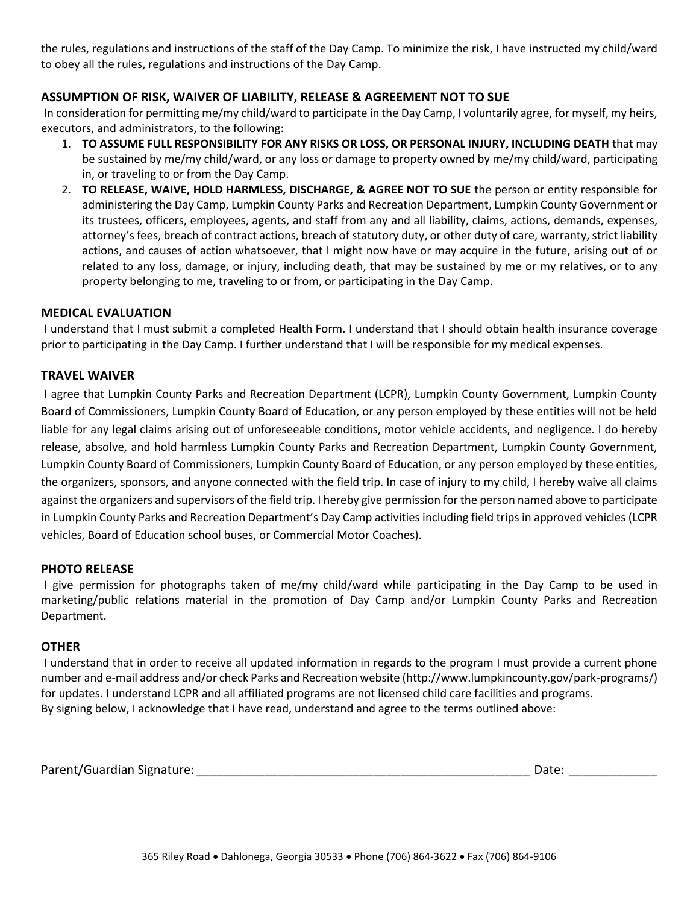the rules, regulations and instructions of the staff of the Day Camp. To minimize the risk, I have instructed my child/ward to obey all the rules, regulations and instructions of the Day Camp.

### ASSUMPTION OF RISK, WAIVER OF LIABILITY, RELEASE & AGREEMENT NOT TO SUE

In consideration for permitting me/my child/ward to participate in the Day Camp, I voluntarily agree, for myself, my heirs, executors, and administrators, to the following:

1. **TO ASSUME FULL RESPONSIBILITY FOR ANY RISKS OR LOSS, OR PERSONAL INJURY, INCLUDING DEATH** that may be sustained by me/my child/ward, or any loss or damage to property owned by me/my child/ward, participating in, or traveling to or from the Day Camp.
2. **TO RELEASE, WAIVE, HOLD HARMLESS, DISCHARGE, & AGREE NOT TO SUE** the person or entity responsible for administering the Day Camp, Lumpkin County Parks and Recreation Department, Lumpkin County Government or its trustees, officers, employees, agents, and staff from any and all liability, claims, actions, demands, expenses, attorney's fees, breach of contract actions, breach of statutory duty, or other duty of care, warranty, strict liability actions, and causes of action whatsoever, that I might now have or may acquire in the future, arising out of or related to any loss, damage, or injury, including death, that may be sustained by me or my relatives, or to any property belonging to me, traveling to or from, or participating in the Day Camp.

### MEDICAL EVALUATION

I understand that I must submit a completed Health Form. I understand that I should obtain health insurance coverage prior to participating in the Day Camp. I further understand that I will be responsible for my medical expenses.

### TRAVEL WAIVER

I agree that Lumpkin County Parks and Recreation Department (LCPR), Lumpkin County Government, Lumpkin County Board of Commissioners, Lumpkin County Board of Education, or any person employed by these entities will not be held liable for any legal claims arising out of unforeseeable conditions, motor vehicle accidents, and negligence. I do hereby release, absolve, and hold harmless Lumpkin County Parks and Recreation Department, Lumpkin County Government, Lumpkin County Board of Commissioners, Lumpkin County Board of Education, or any person employed by these entities, the organizers, sponsors, and anyone connected with the field trip. In case of injury to my child, I hereby waive all claims against the organizers and supervisors of the field trip. I hereby give permission for the person named above to participate in Lumpkin County Parks and Recreation Department's Day Camp activities including field trips in approved vehicles (LCPR vehicles, Board of Education school buses, or Commercial Motor Coaches).

### PHOTO RELEASE

I give permission for photographs taken of me/my child/ward while participating in the Day Camp to be used in marketing/public relations material in the promotion of Day Camp and/or Lumpkin County Parks and Recreation Department.

### OTHER

I understand that in order to receive all updated information in regards to the program I must provide a current phone number and e-mail address and/or check Parks and Recreation website (http://www.lumpkincounty.gov/park-programs/) for updates. I understand LCPR and all affiliated programs are not licensed child care facilities and programs.
By signing below, I acknowledge that I have read, understand and agree to the terms outlined above:

Parent/Guardian Signature: ___________________________________________________ Date: _____________

365 Riley Road • Dahlonega, Georgia 30533 • Phone (706) 864-3622 • Fax (706) 864-9106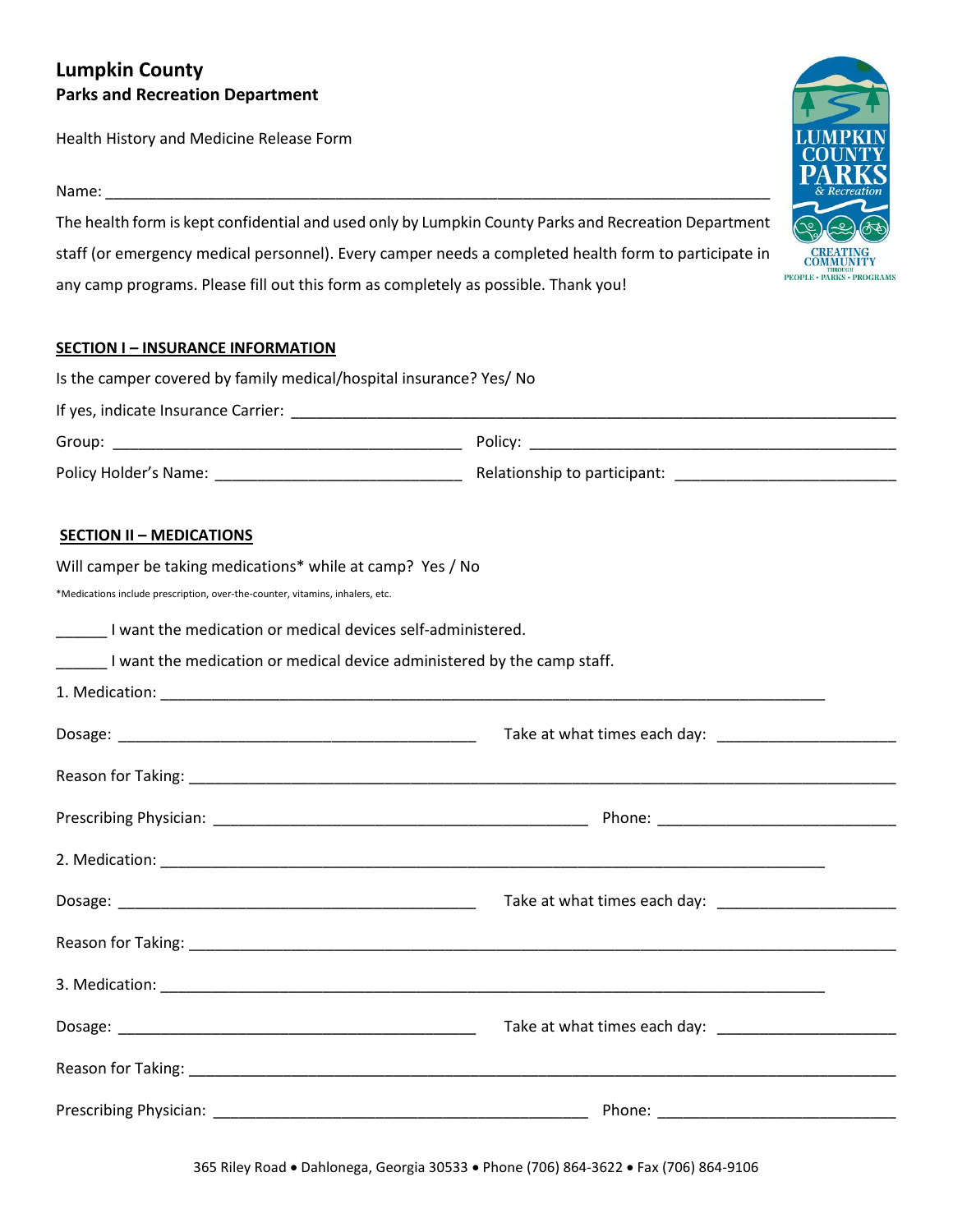# Lumpkin County
## Parks and Recreation Department

Health History and Medicine Release Form

Name: ___________________________________________________________________________

The health form is kept confidential and used only by Lumpkin County Parks and Recreation Department staff (or emergency medical personnel). Every camper needs a completed health form to participate in any camp programs. Please fill out this form as completely as possible. Thank you!

**SECTION I – INSURANCE INFORMATION**

Is the camper covered by family medical/hospital insurance? Yes/ No

If yes, indicate Insurance Carrier: ___________________________________________________________________

Group: _________________________________________ Policy: __________________________________________

Policy Holder's Name: ____________________________ Relationship to participant: _________________________

**SECTION II – MEDICATIONS**

Will camper be taking medications* while at camp? Yes / No

*Medications include prescription, over-the-counter, vitamins, inhalers, etc.

______ I want the medication or medical devices self-administered.

______ I want the medication or medical device administered by the camp staff.

1. Medication: ____________________________________________________________________________

Dosage: _________________________________________ Take at what times each day: ____________________

Reason for Taking: __________________________________________________________________________

Prescribing Physician: ___________________________________________ Phone: __________________________

2. Medication: ____________________________________________________________________________

Dosage: _________________________________________ Take at what times each day: ____________________

Reason for Taking: __________________________________________________________________________

3. Medication: ____________________________________________________________________________

Dosage: _________________________________________ Take at what times each day: ____________________

Reason for Taking: __________________________________________________________________________

Prescribing Physician: ___________________________________________ Phone: __________________________

365 Riley Road • Dahlonega, Georgia 30533 • Phone (706) 864-3622 • Fax (706) 864-9106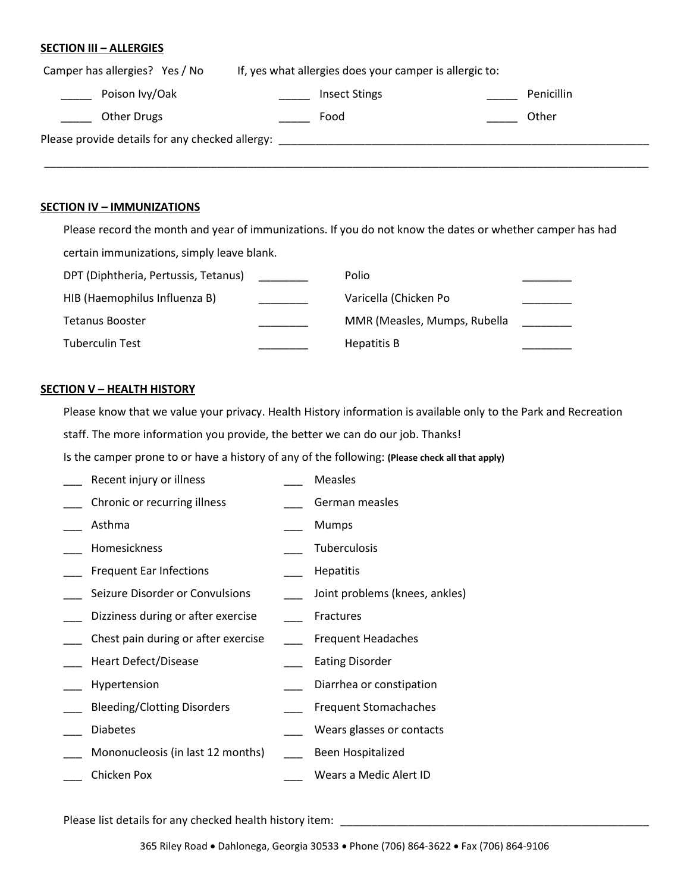**SECTION III – ALLERGIES**

Camper has allergies?   Yes / No        If, yes what allergies does your camper is allergic to:

_____ Poison Ivy/Oak        _____ Insect Stings        _____ Penicillin

_____ Other Drugs        _____ Food        _____ Other

Please provide details for any checked allergy: ______________________________________________________________

______________________________________________________________________________________________

**SECTION IV – IMMUNIZATIONS**

Please record the month and year of immunizations. If you do not know the dates or whether camper has had certain immunizations, simply leave blank.

| | | | |
|---|---|---|---|
| DPT (Diphtheria, Pertussis, Tetanus) | ________ | Polio | ________ |
| HIB (Haemophilus Influenza B) | ________ | Varicella (Chicken Po | ________ |
| Tetanus Booster | ________ | MMR (Measles, Mumps, Rubella | ________ |
| Tuberculin Test | ________ | Hepatitis B | ________ |

**SECTION V – HEALTH HISTORY**

Please know that we value your privacy. Health History information is available only to the Park and Recreation staff. The more information you provide, the better we can do our job. Thanks!

Is the camper prone to or have a history of any of the following: **(Please check all that apply)**

| | |
|---|---|
| ___ Recent injury or illness | ___ Measles |
| ___ Chronic or recurring illness | ___ German measles |
| ___ Asthma | ___ Mumps |
| ___ Homesickness | ___ Tuberculosis |
| ___ Frequent Ear Infections | ___ Hepatitis |
| ___ Seizure Disorder or Convulsions | ___ Joint problems (knees, ankles) |
| ___ Dizziness during or after exercise | ___ Fractures |
| ___ Chest pain during or after exercise | ___ Frequent Headaches |
| ___ Heart Defect/Disease | ___ Eating Disorder |
| ___ Hypertension | ___ Diarrhea or constipation |
| ___ Bleeding/Clotting Disorders | ___ Frequent Stomachaches |
| ___ Diabetes | ___ Wears glasses or contacts |
| ___ Mononucleosis (in last 12 months) | ___ Been Hospitalized |
| ___ Chicken Pox | ___ Wears a Medic Alert ID |

Please list details for any checked health history item: ______________________________________________________

365 Riley Road • Dahlonega, Georgia 30533 • Phone (706) 864-3622 • Fax (706) 864-9106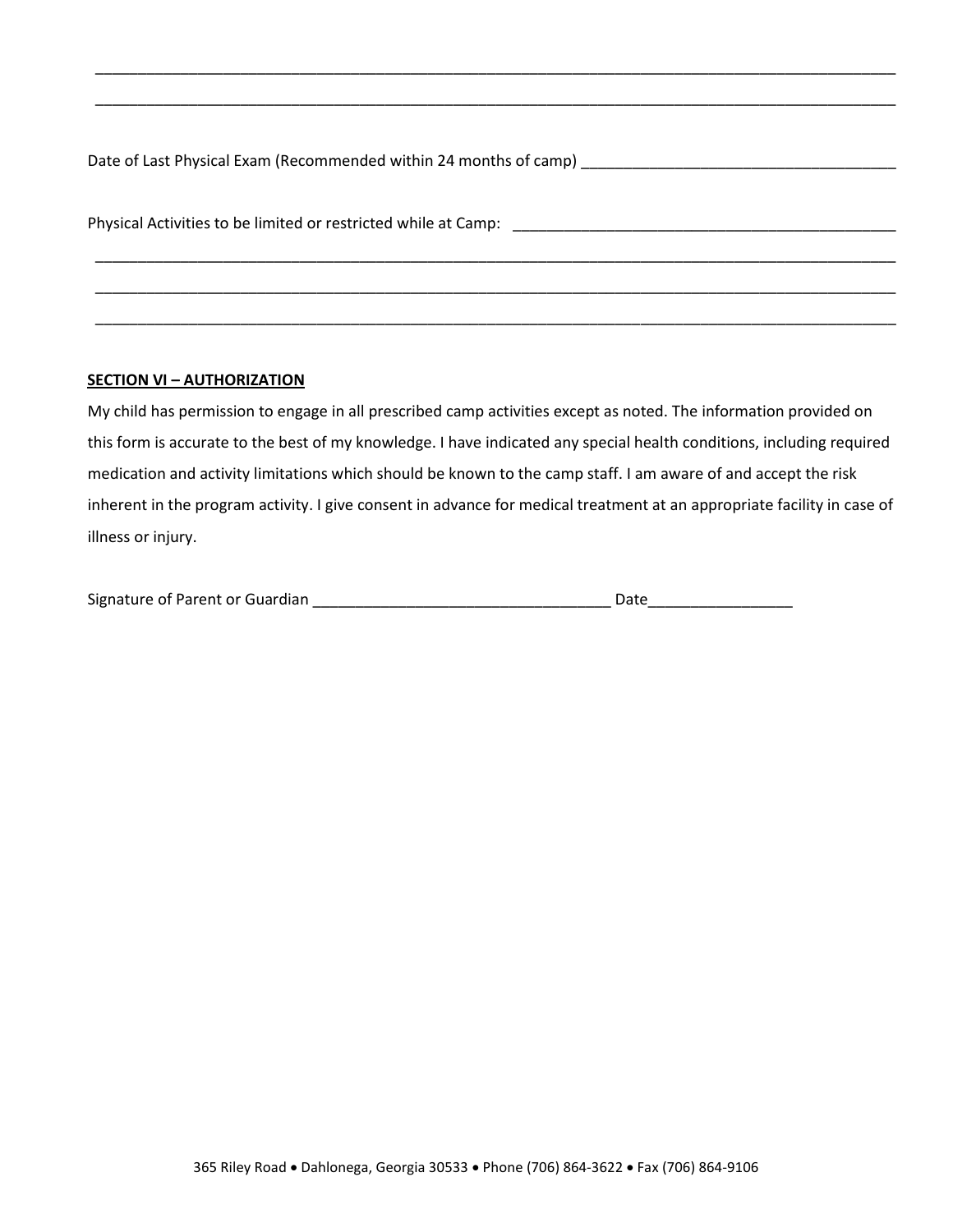\_\_\_\_\_\_\_\_\_\_\_\_\_\_\_\_\_\_\_\_\_\_\_\_\_\_\_\_\_\_\_\_\_\_\_\_\_\_\_\_\_\_\_\_\_\_\_\_\_\_\_\_\_\_\_\_\_\_\_\_\_\_\_\_\_\_\_\_\_\_\_\_\_\_\_\_\_\_\_\_\_\_\_\_\_\_\_\_\_\_\_\_\_\_\_\_\_\_\_\_

\_\_\_\_\_\_\_\_\_\_\_\_\_\_\_\_\_\_\_\_\_\_\_\_\_\_\_\_\_\_\_\_\_\_\_\_\_\_\_\_\_\_\_\_\_\_\_\_\_\_\_\_\_\_\_\_\_\_\_\_\_\_\_\_\_\_\_\_\_\_\_\_\_\_\_\_\_\_\_\_\_\_\_\_\_\_\_\_\_\_\_\_\_\_\_\_\_\_\_\_

Date of Last Physical Exam (Recommended within 24 months of camp) \_\_\_\_\_\_\_\_\_\_\_\_\_\_\_\_\_\_\_\_\_\_\_\_\_\_\_\_\_\_\_\_\_\_\_\_\_\_

Physical Activities to be limited or restricted while at Camp: \_\_\_\_\_\_\_\_\_\_\_\_\_\_\_\_\_\_\_\_\_\_\_\_\_\_\_\_\_\_\_\_\_\_\_\_\_\_\_\_\_\_\_\_\_\_

\_\_\_\_\_\_\_\_\_\_\_\_\_\_\_\_\_\_\_\_\_\_\_\_\_\_\_\_\_\_\_\_\_\_\_\_\_\_\_\_\_\_\_\_\_\_\_\_\_\_\_\_\_\_\_\_\_\_\_\_\_\_\_\_\_\_\_\_\_\_\_\_\_\_\_\_\_\_\_\_\_\_\_\_\_\_\_\_\_\_\_\_\_\_\_\_\_\_\_\_

\_\_\_\_\_\_\_\_\_\_\_\_\_\_\_\_\_\_\_\_\_\_\_\_\_\_\_\_\_\_\_\_\_\_\_\_\_\_\_\_\_\_\_\_\_\_\_\_\_\_\_\_\_\_\_\_\_\_\_\_\_\_\_\_\_\_\_\_\_\_\_\_\_\_\_\_\_\_\_\_\_\_\_\_\_\_\_\_\_\_\_\_\_\_\_\_\_\_\_\_

\_\_\_\_\_\_\_\_\_\_\_\_\_\_\_\_\_\_\_\_\_\_\_\_\_\_\_\_\_\_\_\_\_\_\_\_\_\_\_\_\_\_\_\_\_\_\_\_\_\_\_\_\_\_\_\_\_\_\_\_\_\_\_\_\_\_\_\_\_\_\_\_\_\_\_\_\_\_\_\_\_\_\_\_\_\_\_\_\_\_\_\_\_\_\_\_\_\_\_\_

## SECTION VI – AUTHORIZATION

My child has permission to engage in all prescribed camp activities except as noted. The information provided on this form is accurate to the best of my knowledge. I have indicated any special health conditions, including required medication and activity limitations which should be known to the camp staff. I am aware of and accept the risk inherent in the program activity. I give consent in advance for medical treatment at an appropriate facility in case of illness or injury.

Signature of Parent or Guardian \_\_\_\_\_\_\_\_\_\_\_\_\_\_\_\_\_\_\_\_\_\_\_\_\_\_\_\_\_\_\_\_\_\_\_\_ Date\_\_\_\_\_\_\_\_\_\_\_\_\_\_\_\_\_

365 Riley Road • Dahlonega, Georgia 30533 • Phone (706) 864-3622 • Fax (706) 864-9106